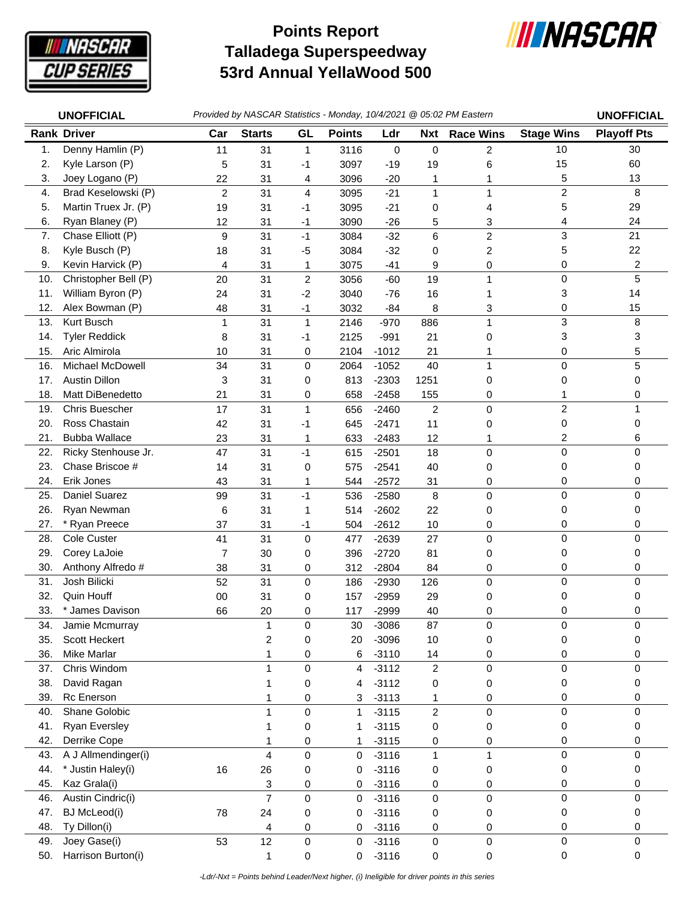# Points Report
# Talladega Superspeedway
# 53rd Annual YellaWood 500

**UNOFFICIAL** *Provided by NASCAR Statistics - Monday, 10/4/2021 @ 05:02 PM Eastern* **UNOFFICIAL**

| Rank | Driver | Car | Starts | GL | Points | Ldr | Nxt | Race Wins | Stage Wins | Playoff Pts |
|---|---|---|---|---|---|---|---|---|---|---|
| 1. | Denny Hamlin (P) | 11 | 31 | 1 | 3116 | 0 | 0 | 2 | 10 | 30 |
| 2. | Kyle Larson (P) | 5 | 31 | -1 | 3097 | -19 | 19 | 6 | 15 | 60 |
| 3. | Joey Logano (P) | 22 | 31 | 4 | 3096 | -20 | 1 | 1 | 5 | 13 |
| 4. | Brad Keselowski (P) | 2 | 31 | 4 | 3095 | -21 | 1 | 1 | 2 | 8 |
| 5. | Martin Truex Jr. (P) | 19 | 31 | -1 | 3095 | -21 | 0 | 4 | 5 | 29 |
| 6. | Ryan Blaney (P) | 12 | 31 | -1 | 3090 | -26 | 5 | 3 | 4 | 24 |
| 7. | Chase Elliott (P) | 9 | 31 | -1 | 3084 | -32 | 6 | 2 | 3 | 21 |
| 8. | Kyle Busch (P) | 18 | 31 | -5 | 3084 | -32 | 0 | 2 | 5 | 22 |
| 9. | Kevin Harvick (P) | 4 | 31 | 1 | 3075 | -41 | 9 | 0 | 0 | 2 |
| 10. | Christopher Bell (P) | 20 | 31 | 2 | 3056 | -60 | 19 | 1 | 0 | 5 |
| 11. | William Byron (P) | 24 | 31 | -2 | 3040 | -76 | 16 | 1 | 3 | 14 |
| 12. | Alex Bowman (P) | 48 | 31 | -1 | 3032 | -84 | 8 | 3 | 0 | 15 |
| 13. | Kurt Busch | 1 | 31 | 1 | 2146 | -970 | 886 | 1 | 3 | 8 |
| 14. | Tyler Reddick | 8 | 31 | -1 | 2125 | -991 | 21 | 0 | 3 | 3 |
| 15. | Aric Almirola | 10 | 31 | 0 | 2104 | -1012 | 21 | 1 | 0 | 5 |
| 16. | Michael McDowell | 34 | 31 | 0 | 2064 | -1052 | 40 | 1 | 0 | 5 |
| 17. | Austin Dillon | 3 | 31 | 0 | 813 | -2303 | 1251 | 0 | 0 | 0 |
| 18. | Matt DiBenedetto | 21 | 31 | 0 | 658 | -2458 | 155 | 0 | 1 | 0 |
| 19. | Chris Buescher | 17 | 31 | 1 | 656 | -2460 | 2 | 0 | 2 | 1 |
| 20. | Ross Chastain | 42 | 31 | -1 | 645 | -2471 | 11 | 0 | 0 | 0 |
| 21. | Bubba Wallace | 23 | 31 | 1 | 633 | -2483 | 12 | 1 | 2 | 6 |
| 22. | Ricky Stenhouse Jr. | 47 | 31 | -1 | 615 | -2501 | 18 | 0 | 0 | 0 |
| 23. | Chase Briscoe # | 14 | 31 | 0 | 575 | -2541 | 40 | 0 | 0 | 0 |
| 24. | Erik Jones | 43 | 31 | 1 | 544 | -2572 | 31 | 0 | 0 | 0 |
| 25. | Daniel Suarez | 99 | 31 | -1 | 536 | -2580 | 8 | 0 | 0 | 0 |
| 26. | Ryan Newman | 6 | 31 | 1 | 514 | -2602 | 22 | 0 | 0 | 0 |
| 27. | * Ryan Preece | 37 | 31 | -1 | 504 | -2612 | 10 | 0 | 0 | 0 |
| 28. | Cole Custer | 41 | 31 | 0 | 477 | -2639 | 27 | 0 | 0 | 0 |
| 29. | Corey LaJoie | 7 | 30 | 0 | 396 | -2720 | 81 | 0 | 0 | 0 |
| 30. | Anthony Alfredo # | 38 | 31 | 0 | 312 | -2804 | 84 | 0 | 0 | 0 |
| 31. | Josh Bilicki | 52 | 31 | 0 | 186 | -2930 | 126 | 0 | 0 | 0 |
| 32. | Quin Houff | 00 | 31 | 0 | 157 | -2959 | 29 | 0 | 0 | 0 |
| 33. | * James Davison | 66 | 20 | 0 | 117 | -2999 | 40 | 0 | 0 | 0 |
| 34. | Jamie Mcmurray | | 1 | 0 | 30 | -3086 | 87 | 0 | 0 | 0 |
| 35. | Scott Heckert | | 2 | 0 | 20 | -3096 | 10 | 0 | 0 | 0 |
| 36. | Mike Marlar | | 1 | 0 | 6 | -3110 | 14 | 0 | 0 | 0 |
| 37. | Chris Windom | | 1 | 0 | 4 | -3112 | 2 | 0 | 0 | 0 |
| 38. | David Ragan | | 1 | 0 | 4 | -3112 | 0 | 0 | 0 | 0 |
| 39. | Rc Enerson | | 1 | 0 | 3 | -3113 | 1 | 0 | 0 | 0 |
| 40. | Shane Golobic | | 1 | 0 | 1 | -3115 | 2 | 0 | 0 | 0 |
| 41. | Ryan Eversley | | 1 | 0 | 1 | -3115 | 0 | 0 | 0 | 0 |
| 42. | Derrike Cope | | 1 | 0 | 1 | -3115 | 0 | 0 | 0 | 0 |
| 43. | A J Allmendinger(i) | | 4 | 0 | 0 | -3116 | 1 | 1 | 0 | 0 |
| 44. | * Justin Haley(i) | 16 | 26 | 0 | 0 | -3116 | 0 | 0 | 0 | 0 |
| 45. | Kaz Grala(i) | | 3 | 0 | 0 | -3116 | 0 | 0 | 0 | 0 |
| 46. | Austin Cindric(i) | | 7 | 0 | 0 | -3116 | 0 | 0 | 0 | 0 |
| 47. | BJ McLeod(i) | 78 | 24 | 0 | 0 | -3116 | 0 | 0 | 0 | 0 |
| 48. | Ty Dillon(i) | | 4 | 0 | 0 | -3116 | 0 | 0 | 0 | 0 |
| 49. | Joey Gase(i) | 53 | 12 | 0 | 0 | -3116 | 0 | 0 | 0 | 0 |
| 50. | Harrison Burton(i) | | 1 | 0 | 0 | -3116 | 0 | 0 | 0 | 0 |

*-Ldr/-Nxt = Points behind Leader/Next higher, (i) Ineligible for driver points in this series*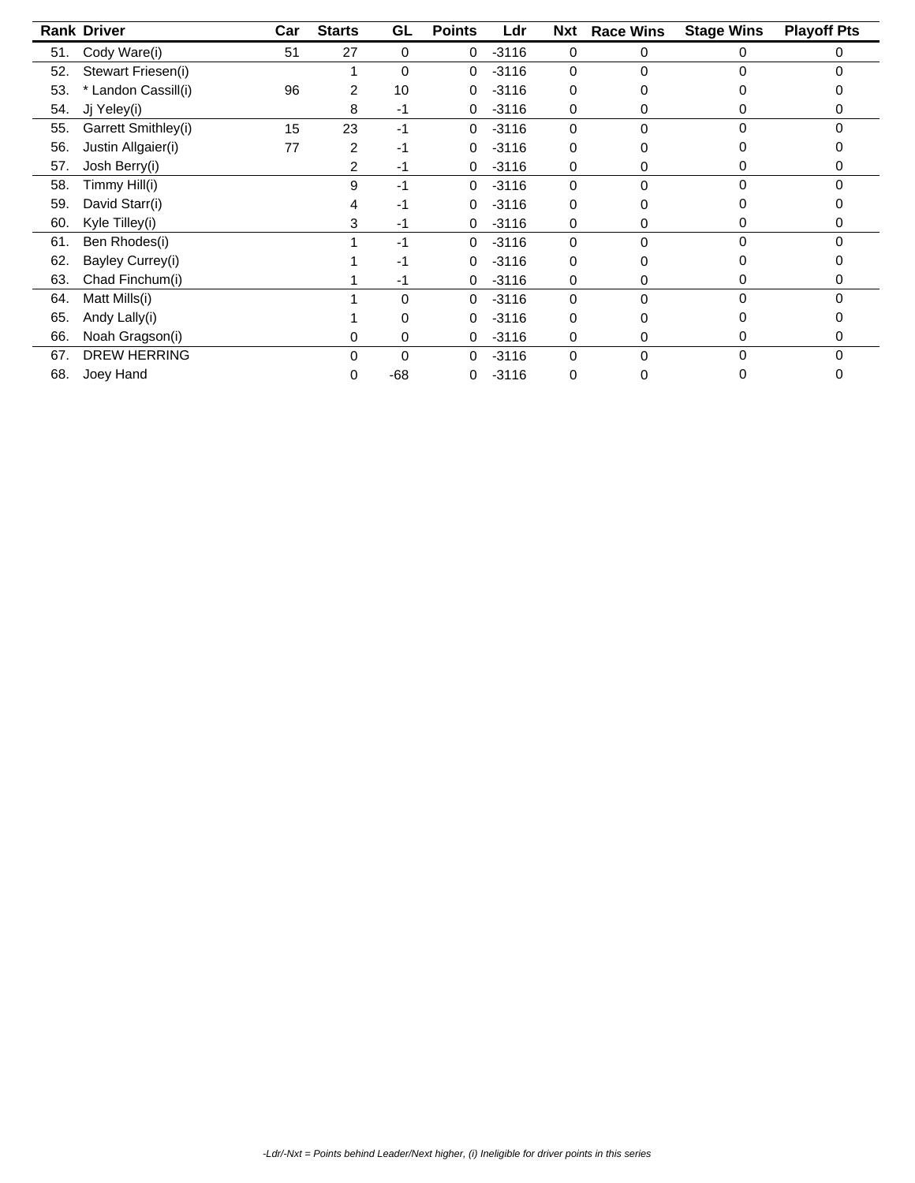| Rank | Driver | Car | Starts | GL | Points | Ldr | Nxt | Race Wins | Stage Wins | Playoff Pts |
|---|---|---|---|---|---|---|---|---|---|---|
| 51. | Cody Ware(i) | 51 | 27 | 0 | 0 | -3116 | 0 | 0 | 0 | 0 |
| 52. | Stewart Friesen(i) | | 1 | 0 | 0 | -3116 | 0 | 0 | 0 | 0 |
| 53. | * Landon Cassill(i) | 96 | 2 | 10 | 0 | -3116 | 0 | 0 | 0 | 0 |
| 54. | Jj Yeley(i) | | 8 | -1 | 0 | -3116 | 0 | 0 | 0 | 0 |
| 55. | Garrett Smithley(i) | 15 | 23 | -1 | 0 | -3116 | 0 | 0 | 0 | 0 |
| 56. | Justin Allgaier(i) | 77 | 2 | -1 | 0 | -3116 | 0 | 0 | 0 | 0 |
| 57. | Josh Berry(i) | | 2 | -1 | 0 | -3116 | 0 | 0 | 0 | 0 |
| 58. | Timmy Hill(i) | | 9 | -1 | 0 | -3116 | 0 | 0 | 0 | 0 |
| 59. | David Starr(i) | | 4 | -1 | 0 | -3116 | 0 | 0 | 0 | 0 |
| 60. | Kyle Tilley(i) | | 3 | -1 | 0 | -3116 | 0 | 0 | 0 | 0 |
| 61. | Ben Rhodes(i) | | 1 | -1 | 0 | -3116 | 0 | 0 | 0 | 0 |
| 62. | Bayley Currey(i) | | 1 | -1 | 0 | -3116 | 0 | 0 | 0 | 0 |
| 63. | Chad Finchum(i) | | 1 | -1 | 0 | -3116 | 0 | 0 | 0 | 0 |
| 64. | Matt Mills(i) | | 1 | 0 | 0 | -3116 | 0 | 0 | 0 | 0 |
| 65. | Andy Lally(i) | | 1 | 0 | 0 | -3116 | 0 | 0 | 0 | 0 |
| 66. | Noah Gragson(i) | | 0 | 0 | 0 | -3116 | 0 | 0 | 0 | 0 |
| 67. | DREW HERRING | | 0 | 0 | 0 | -3116 | 0 | 0 | 0 | 0 |
| 68. | Joey Hand | | 0 | -68 | 0 | -3116 | 0 | 0 | 0 | 0 |

*-Ldr/-Nxt = Points behind Leader/Next higher, (i) Ineligible for driver points in this series*